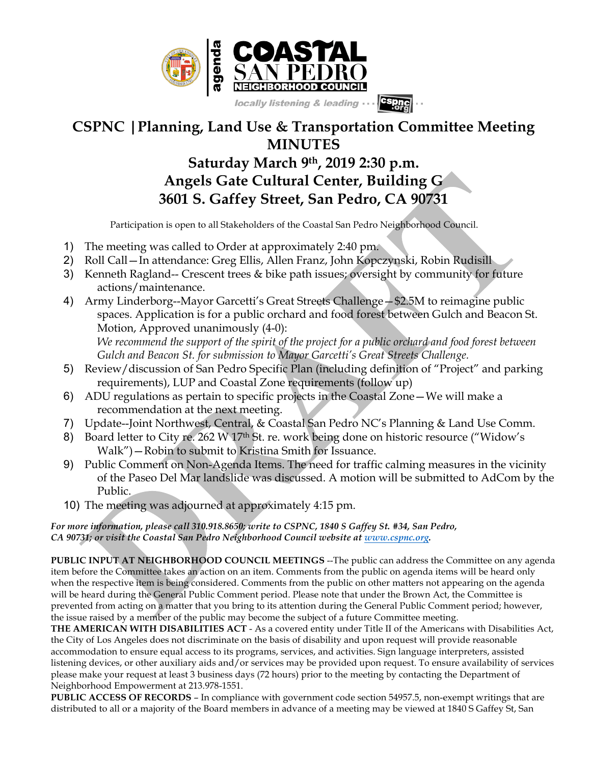agenda

**COASTAL SAN PEDRO NEIGHBORHOOD COUNCIL**

*locally listening & leading* ··· cspnc.org ··

# CSPNC | Planning, Land Use & Transportation Committee Meeting MINUTES

## Saturday March 9th, 2019 2:30 p.m.
## Angels Gate Cultural Center, Building G
## 3601 S. Gaffey Street, San Pedro, CA 90731

Participation is open to all Stakeholders of the Coastal San Pedro Neighborhood Council.

1) The meeting was called to Order at approximately 2:40 pm.
2) Roll Call—In attendance: Greg Ellis, Allen Franz, John Kopczynski, Robin Rudisill
3) Kenneth Ragland-- Crescent trees & bike path issues; oversight by community for future actions/maintenance.
4) Army Linderborg--Mayor Garcetti's Great Streets Challenge—$2.5M to reimagine public spaces. Application is for a public orchard and food forest between Gulch and Beacon St. Motion, Approved unanimously (4-0):
   *We recommend the support of the spirit of the project for a public orchard and food forest between Gulch and Beacon St. for submission to Mayor Garcetti's Great Streets Challenge.*
5) Review/discussion of San Pedro Specific Plan (including definition of "Project" and parking requirements), LUP and Coastal Zone requirements (follow up)
6) ADU regulations as pertain to specific projects in the Coastal Zone—We will make a recommendation at the next meeting.
7) Update--Joint Northwest, Central, & Coastal San Pedro NC's Planning & Land Use Comm.
8) Board letter to City re. 262 W 17th St. re. work being done on historic resource ("Widow's Walk")—Robin to submit to Kristina Smith for Issuance.
9) Public Comment on Non-Agenda Items. The need for traffic calming measures in the vicinity of the Paseo Del Mar landslide was discussed. A motion will be submitted to AdCom by the Public.
10) The meeting was adjourned at approximately 4:15 pm.

***For more information, please call 310.918.8650; write to CSPNC, 1840 S Gaffey St. #34, San Pedro, CA 90731; or visit the Coastal San Pedro Neighborhood Council website at www.cspnc.org.***

**PUBLIC INPUT AT NEIGHBORHOOD COUNCIL MEETINGS** --The public can address the Committee on any agenda item before the Committee takes an action on an item. Comments from the public on agenda items will be heard only when the respective item is being considered. Comments from the public on other matters not appearing on the agenda will be heard during the General Public Comment period. Please note that under the Brown Act, the Committee is prevented from acting on a matter that you bring to its attention during the General Public Comment period; however, the issue raised by a member of the public may become the subject of a future Committee meeting.

**THE AMERICAN WITH DISABILITIES ACT** - As a covered entity under Title II of the Americans with Disabilities Act, the City of Los Angeles does not discriminate on the basis of disability and upon request will provide reasonable accommodation to ensure equal access to its programs, services, and activities. Sign language interpreters, assisted listening devices, or other auxiliary aids and/or services may be provided upon request. To ensure availability of services please make your request at least 3 business days (72 hours) prior to the meeting by contacting the Department of Neighborhood Empowerment at 213.978-1551.

**PUBLIC ACCESS OF RECORDS** – In compliance with government code section 54957.5, non-exempt writings that are distributed to all or a majority of the Board members in advance of a meeting may be viewed at 1840 S Gaffey St, San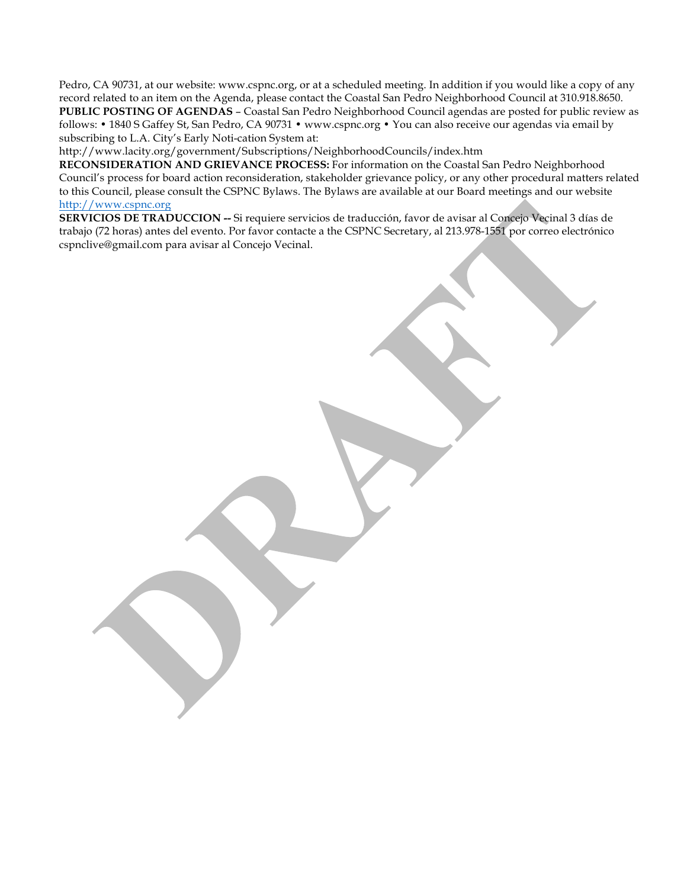Pedro, CA 90731, at our website: www.cspnc.org, or at a scheduled meeting. In addition if you would like a copy of any record related to an item on the Agenda, please contact the Coastal San Pedro Neighborhood Council at 310.918.8650.

**PUBLIC POSTING OF AGENDAS** – Coastal San Pedro Neighborhood Council agendas are posted for public review as follows: • 1840 S Gaffey St, San Pedro, CA 90731 • www.cspnc.org • You can also receive our agendas via email by subscribing to L.A. City's Early Noti-cation System at:
http://www.lacity.org/government/Subscriptions/NeighborhoodCouncils/index.htm

**RECONSIDERATION AND GRIEVANCE PROCESS:** For information on the Coastal San Pedro Neighborhood Council's process for board action reconsideration, stakeholder grievance policy, or any other procedural matters related to this Council, please consult the CSPNC Bylaws. The Bylaws are available at our Board meetings and our website http://www.cspnc.org

**SERVICIOS DE TRADUCCION --** Si requiere servicios de traducción, favor de avisar al Concejo Vecinal 3 días de trabajo (72 horas) antes del evento. Por favor contacte a the CSPNC Secretary, al 213.978-1551 por correo electrónico cspnclive@gmail.com para avisar al Concejo Vecinal.

DRAFT